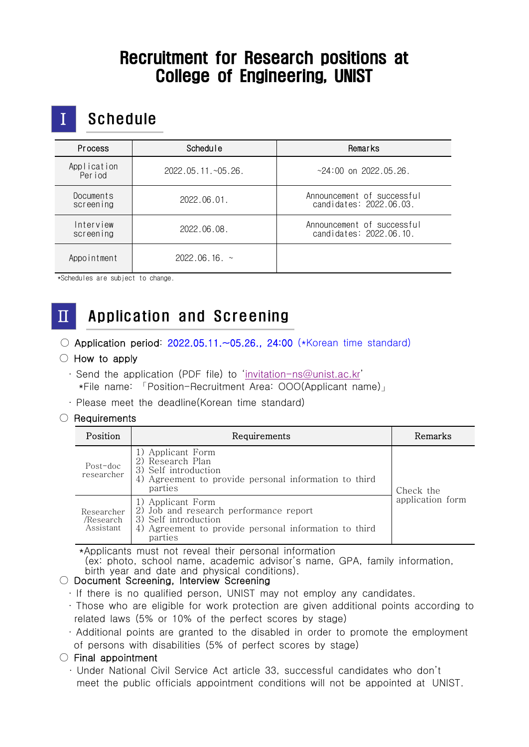# Recruitment for Research positions at College of Engineering, UNIST

## Ⅰ Schedule

| Process | Schedule | Remarks |
|---|---|---|
| Application Period | 2022.05.11.~05.26. | ~24:00 on 2022.05.26. |
| Documents screening | 2022.06.01. | Announcement of successful candidates: 2022.06.03. |
| Interview screening | 2022.06.08. | Announcement of successful candidates: 2022.06.10. |
| Appointment | 2022.06.16. ~ | |

*Schedules are subject to change.

## Ⅱ Application and Screening

○ Application period: 2022.05.11.~05.26., 24:00 (*Korean time standard)

○ How to apply

· Send the application (PDF file) to 'invitation-ns@unist.ac.kr'
  *File name: 「Position-Recruitment Area: OOO(Applicant name)」

· Please meet the deadline(Korean time standard)

○ Requirements

| Position | Requirements | Remarks |
|---|---|---|
| Post-doc researcher | 1) Applicant Form<br>2) Research Plan<br>3) Self introduction<br>4) Agreement to provide personal information to third parties | Check the application form |
| Researcher /Research Assistant | 1) Applicant Form<br>2) Job and research performance report<br>3) Self introduction<br>4) Agreement to provide personal information to third parties | |

*Applicants must not reveal their personal information (ex: photo, school name, academic advisor's name, GPA, family information, birth year and date and physical conditions).

○ Document Screening, Interview Screening

· If there is no qualified person, UNIST may not employ any candidates.

· Those who are eligible for work protection are given additional points according to related laws (5% or 10% of the perfect scores by stage)

· Additional points are granted to the disabled in order to promote the employment of persons with disabilities (5% of perfect scores by stage)

○ Final appointment

· Under National Civil Service Act article 33, successful candidates who don't meet the public officials appointment conditions will not be appointed at UNIST.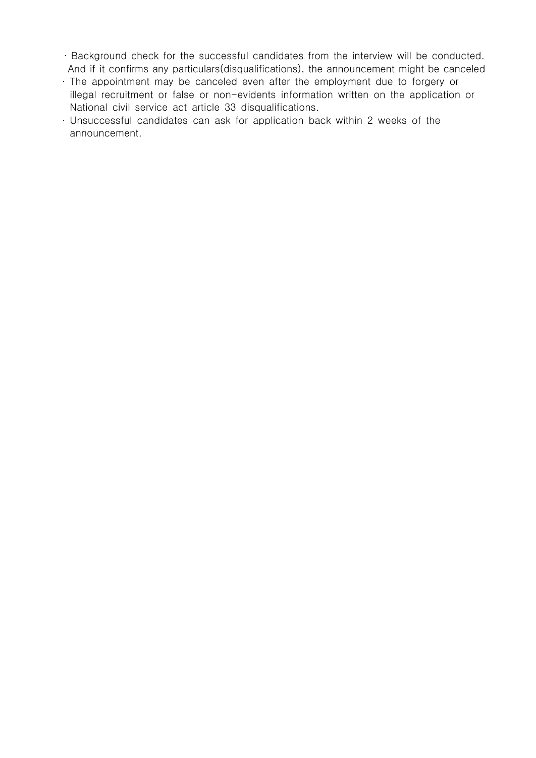- Background check for the successful candidates from the interview will be conducted. And if it confirms any particulars(disqualifications), the announcement might be canceled
- The appointment may be canceled even after the employment due to forgery or illegal recruitment or false or non-evidents information written on the application or National civil service act article 33 disqualifications.
- Unsuccessful candidates can ask for application back within 2 weeks of the announcement.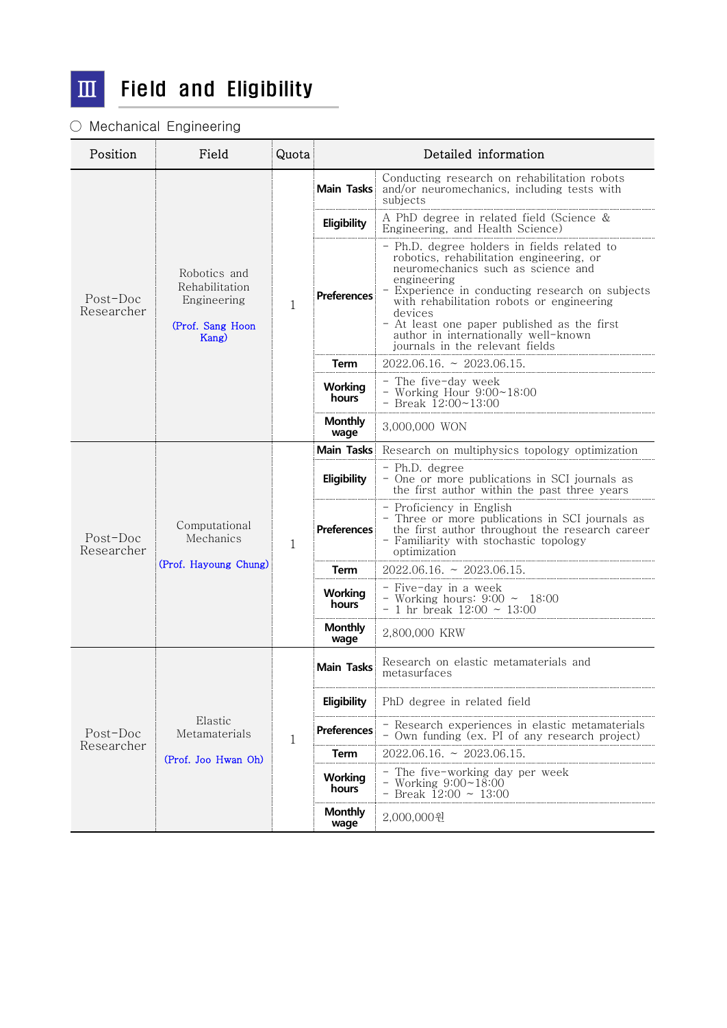# Ⅲ Field and Eligibility

○ Mechanical Engineering

| Position | Field | Quota | Detailed information | |
|---|---|---|---|---|
| Post-Doc Researcher | Robotics and Rehabilitation Engineering (Prof. Sang Hoon Kang) | 1 | **Main Tasks** | Conducting research on rehabilitation robots and/or neuromechanics, including tests with subjects |
| | | | **Eligibility** | A PhD degree in related field (Science & Engineering, and Health Science) |
| | | | **Preferences** | - Ph.D. degree holders in fields related to robotics, rehabilitation engineering, or neuromechanics such as science and engineering<br>- Experience in conducting research on subjects with rehabilitation robots or engineering devices<br>- At least one paper published as the first author in internationally well-known journals in the relevant fields |
| | | | **Term** | 2022.06.16. ~ 2023.06.15. |
| | | | **Working hours** | - The five-day week<br>- Working Hour 9:00~18:00<br>- Break 12:00~13:00 |
| | | | **Monthly wage** | 3,000,000 WON |
| Post-Doc Researcher | Computational Mechanics (Prof. Hayoung Chung) | 1 | **Main Tasks** | Research on multiphysics topology optimization |
| | | | **Eligibility** | - Ph.D. degree<br>- One or more publications in SCI journals as the first author within the past three years |
| | | | **Preferences** | - Proficiency in English<br>- Three or more publications in SCI journals as the first author throughout the research career<br>- Familiarity with stochastic topology optimization |
| | | | **Term** | 2022.06.16. ~ 2023.06.15. |
| | | | **Working hours** | - Five-day in a week<br>- Working hours: 9:00 ~ 18:00<br>- 1 hr break 12:00 ~ 13:00 |
| | | | **Monthly wage** | 2,800,000 KRW |
| Post-Doc Researcher | Elastic Metamaterials (Prof. Joo Hwan Oh) | 1 | **Main Tasks** | Research on elastic metamaterials and metasurfaces |
| | | | **Eligibility** | PhD degree in related field |
| | | | **Preferences** | - Research experiences in elastic metamaterials<br>- Own funding (ex. PI of any research project) |
| | | | **Term** | 2022.06.16. ~ 2023.06.15. |
| | | | **Working hours** | - The five-working day per week<br>- Working 9:00~18:00<br>- Break 12:00 ~ 13:00 |
| | | | **Monthly wage** | 2,000,000원 |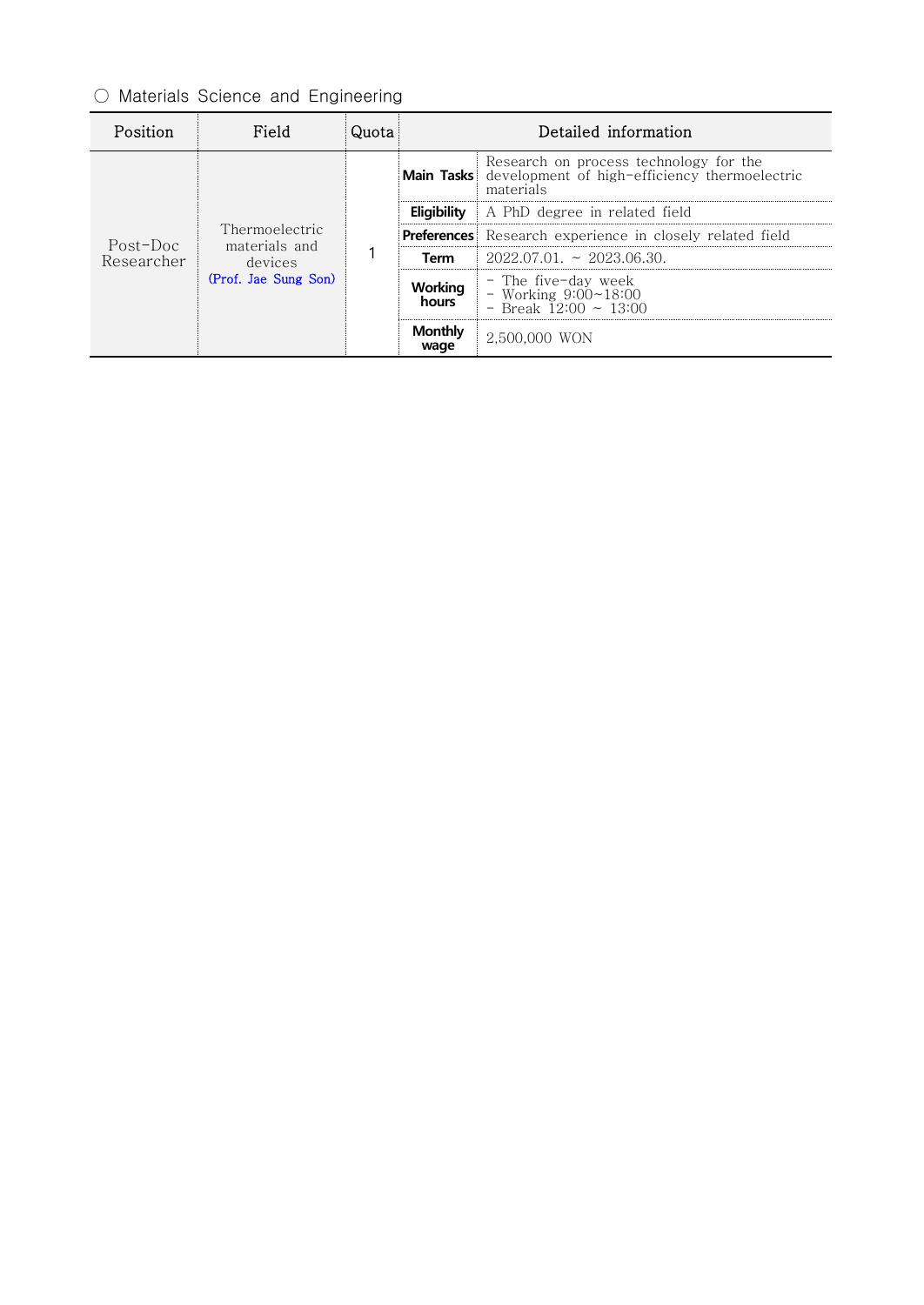○ Materials Science and Engineering

| Position | Field | Quota | Detailed information | |
|---|---|---|---|---|
| Post-Doc Researcher | Thermoelectric materials and devices (Prof. Jae Sung Son) | 1 | **Main Tasks** | Research on process technology for the development of high-efficiency thermoelectric materials |
| | | | **Eligibility** | A PhD degree in related field |
| | | | **Preferences** | Research experience in closely related field |
| | | | **Term** | 2022.07.01. ~ 2023.06.30. |
| | | | **Working hours** | - The five-day week<br>- Working 9:00~18:00<br>- Break 12:00 ~ 13:00 |
| | | | **Monthly wage** | 2,500,000 WON |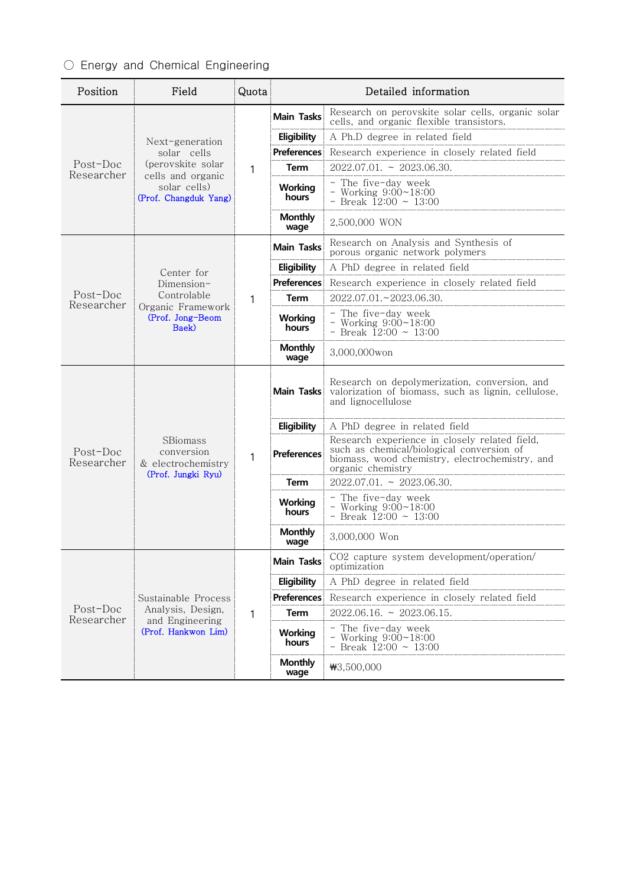○ Energy and Chemical Engineering

| Position | Field | Quota | Detailed information | |
|---|---|---|---|---|
| Post-Doc Researcher | Next-generation solar cells (perovskite solar cells and organic solar cells) (Prof. Changduk Yang) | 1 | **Main Tasks** | Research on perovskite solar cells, organic solar cells, and organic flexible transistors. |
| | | | **Eligibility** | A Ph.D degree in related field |
| | | | **Preferences** | Research experience in closely related field |
| | | | **Term** | 2022.07.01. ~ 2023.06.30. |
| | | | **Working hours** | - The five-day week<br>- Working 9:00~18:00<br>- Break 12:00 ~ 13:00 |
| | | | **Monthly wage** | 2,500,000 WON |
| Post-Doc Researcher | Center for Dimension-Controlable Organic Framework (Prof. Jong-Beom Baek) | 1 | **Main Tasks** | Research on Analysis and Synthesis of porous organic network polymers |
| | | | **Eligibility** | A PhD degree in related field |
| | | | **Preferences** | Research experience in closely related field |
| | | | **Term** | 2022.07.01.~2023.06.30. |
| | | | **Working hours** | - The five-day week<br>- Working 9:00~18:00<br>- Break 12:00 ~ 13:00 |
| | | | **Monthly wage** | 3,000,000won |
| Post-Doc Researcher | SBiomass conversion & electrochemistry (Prof. Jungki Ryu) | 1 | **Main Tasks** | Research on depolymerization, conversion, and valorization of biomass, such as lignin, cellulose, and lignocellulose |
| | | | **Eligibility** | A PhD degree in related field |
| | | | **Preferences** | Research experience in closely related field, such as chemical/biological conversion of biomass, wood chemistry, electrochemistry, and organic chemistry |
| | | | **Term** | 2022.07.01. ~ 2023.06.30. |
| | | | **Working hours** | - The five-day week<br>- Working 9:00~18:00<br>- Break 12:00 ~ 13:00 |
| | | | **Monthly wage** | 3,000,000 Won |
| Post-Doc Researcher | Sustainable Process Analysis, Design, and Engineering (Prof. Hankwon Lim) | 1 | **Main Tasks** | CO2 capture system development/operation/ optimization |
| | | | **Eligibility** | A PhD degree in related field |
| | | | **Preferences** | Research experience in closely related field |
| | | | **Term** | 2022.06.16. ~ 2023.06.15. |
| | | | **Working hours** | - The five-day week<br>- Working 9:00~18:00<br>- Break 12:00 ~ 13:00 |
| | | | **Monthly wage** | ₩3,500,000 |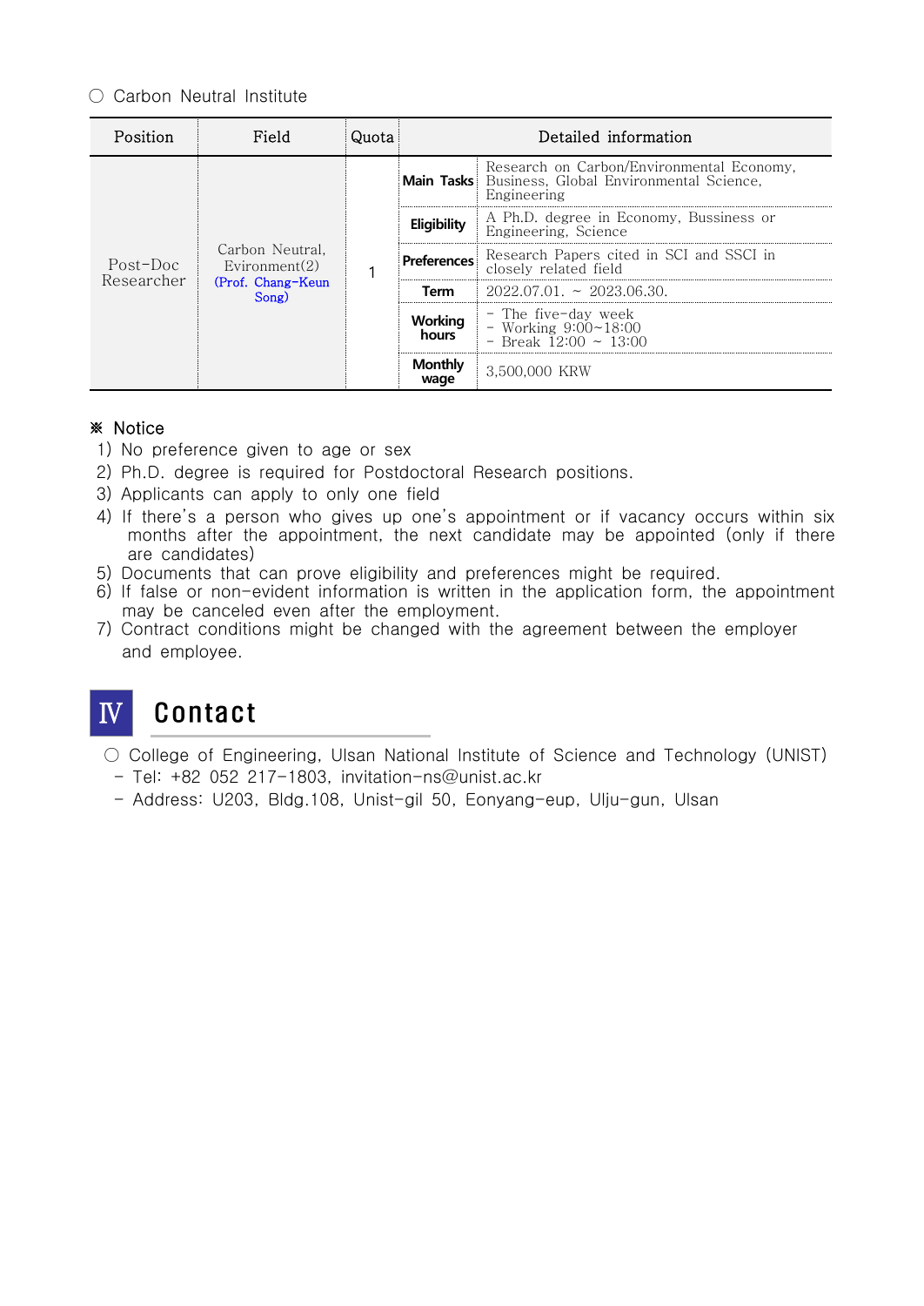○ Carbon Neutral Institute

| Position | Field | Quota | Detailed information | |
|---|---|---|---|---|
| Post-Doc Researcher | Carbon Neutral, Evironment(2) (Prof. Chang-Keun Song) | 1 | **Main Tasks** | Research on Carbon/Environmental Economy, Business, Global Environmental Science, Engineering |
| | | | **Eligibility** | A Ph.D. degree in Economy, Bussiness or Engineering, Science |
| | | | **Preferences** | Research Papers cited in SCI and SSCI in closely related field |
| | | | **Term** | 2022.07.01. ~ 2023.06.30. |
| | | | **Working hours** | - The five-day week<br>- Working 9:00~18:00<br>- Break 12:00 ~ 13:00 |
| | | | **Monthly wage** | 3,500,000 KRW |

※ Notice

1) No preference given to age or sex
2) Ph.D. degree is required for Postdoctoral Research positions.
3) Applicants can apply to only one field
4) If there's a person who gives up one's appointment or if vacancy occurs within six months after the appointment, the next candidate may be appointed (only if there are candidates)
5) Documents that can prove eligibility and preferences might be required.
6) If false or non-evident information is written in the application form, the appointment may be canceled even after the employment.
7) Contract conditions might be changed with the agreement between the employer and employee.

# Ⅳ Contact

○ College of Engineering, Ulsan National Institute of Science and Technology (UNIST)

- Tel: +82 052 217-1803, invitation-ns@unist.ac.kr
- Address: U203, Bldg.108, Unist-gil 50, Eonyang-eup, Ulju-gun, Ulsan